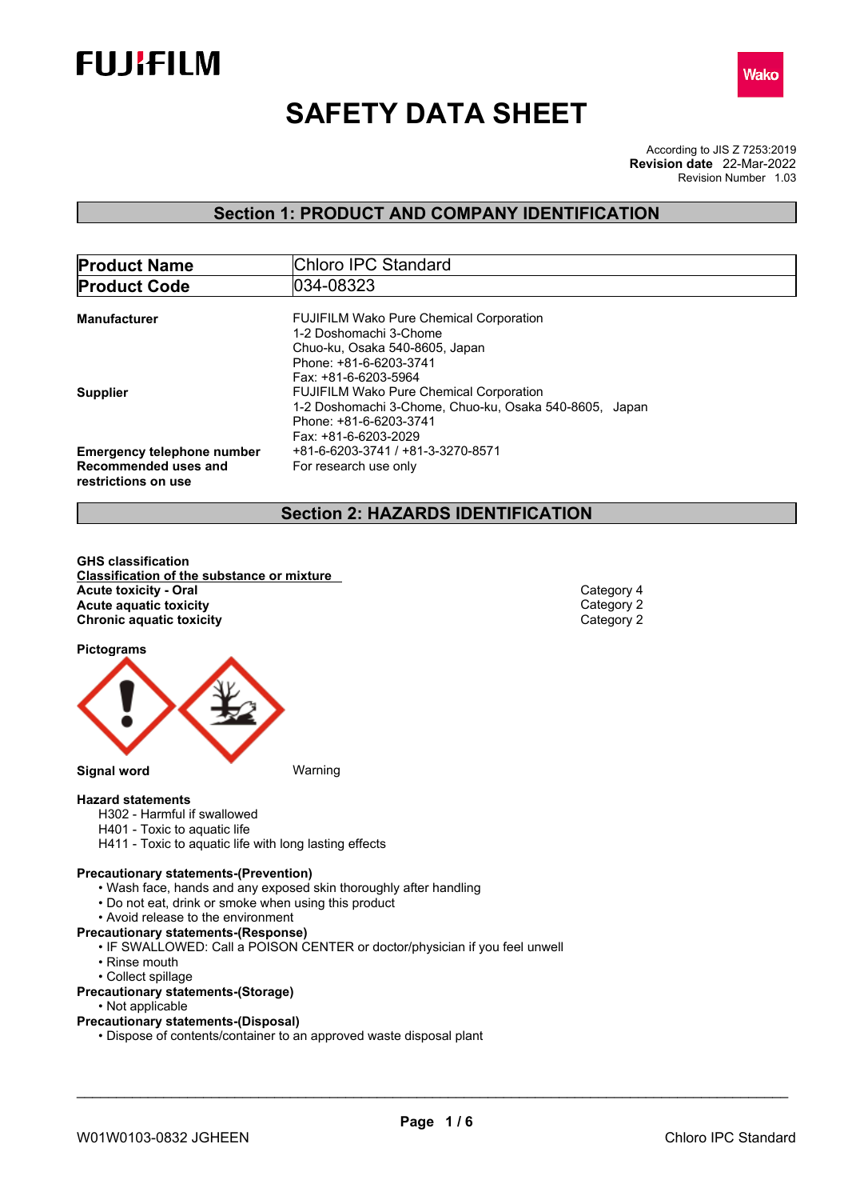FUJIFILM

Wako

# SAFETY DATA SHEET

According to JIS Z 7253:2019
**Revision date** 22-Mar-2022
Revision Number 1.03

## Section 1: PRODUCT AND COMPANY IDENTIFICATION

| **Product Name** | Chloro IPC Standard |
|---|---|
| **Product Code** | 034-08323 |

**Manufacturer**
FUJIFILM Wako Pure Chemical Corporation
1-2 Doshomachi 3-Chome
Chuo-ku, Osaka 540-8605, Japan
Phone: +81-6-6203-3741
Fax: +81-6-6203-5964

**Supplier**
FUJIFILM Wako Pure Chemical Corporation
1-2 Doshomachi 3-Chome, Chuo-ku, Osaka 540-8605, Japan
Phone: +81-6-6203-3741
Fax: +81-6-6203-2029

**Emergency telephone number** +81-6-6203-3741 / +81-3-3270-8571

**Recommended uses and restrictions on use** For research use only

## Section 2: HAZARDS IDENTIFICATION

**GHS classification**

**Classification of the substance or mixture**

| | |
|---|---|
| **Acute toxicity - Oral** | Category 4 |
| **Acute aquatic toxicity** | Category 2 |
| **Chronic aquatic toxicity** | Category 2 |

**Pictograms**

**Signal word** Warning

**Hazard statements**
- H302 - Harmful if swallowed
- H401 - Toxic to aquatic life
- H411 - Toxic to aquatic life with long lasting effects

**Precautionary statements-(Prevention)**
- Wash face, hands and any exposed skin thoroughly after handling
- Do not eat, drink or smoke when using this product
- Avoid release to the environment

**Precautionary statements-(Response)**
- IF SWALLOWED: Call a POISON CENTER or doctor/physician if you feel unwell
- Rinse mouth
- Collect spillage

**Precautionary statements-(Storage)**
- Not applicable

**Precautionary statements-(Disposal)**
- Dispose of contents/container to an approved waste disposal plant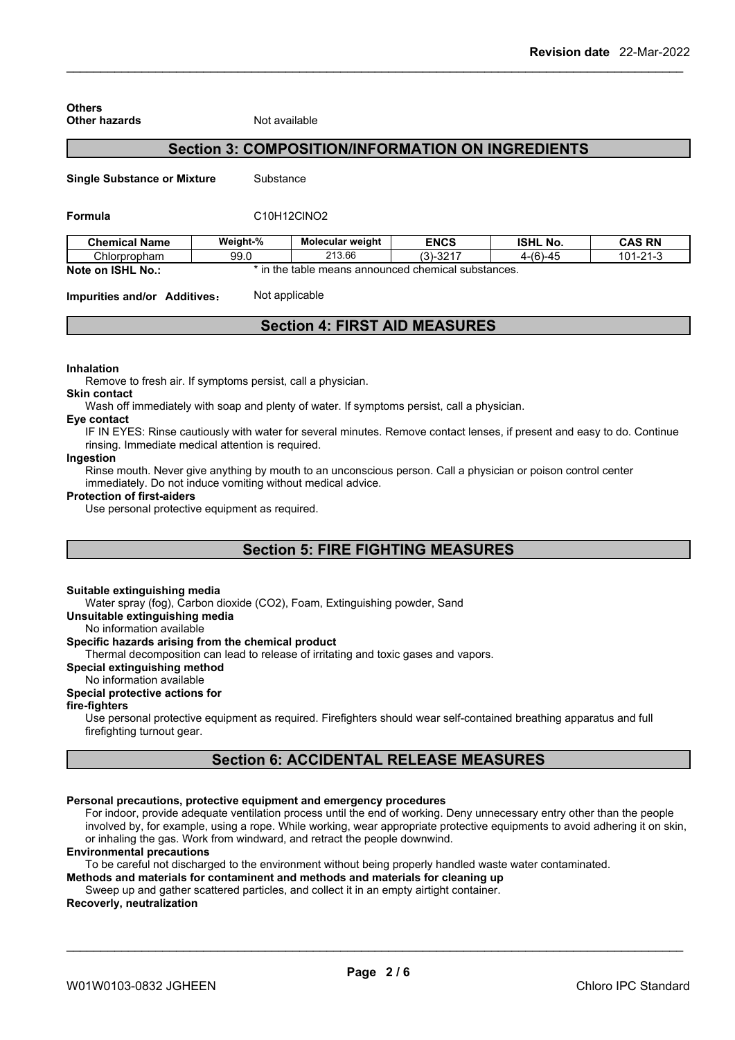**Others**

**Other hazards** Not available

## Section 3: COMPOSITION/INFORMATION ON INGREDIENTS

**Single Substance or Mixture** Substance

**Formula** C10H12ClNO2

| Chemical Name | Weight-% | Molecular weight | ENCS | ISHL No. | CAS RN |
|---|---|---|---|---|---|
| Chlorpropham | 99.0 | 213.66 | (3)-3217 | 4-(6)-45 | 101-21-3 |

**Note on ISHL No.:** * in the table means announced chemical substances.

**Impurities and/or Additives:** Not applicable

## Section 4: FIRST AID MEASURES

**Inhalation**

Remove to fresh air. If symptoms persist, call a physician.

**Skin contact**

Wash off immediately with soap and plenty of water. If symptoms persist, call a physician.

**Eye contact**

IF IN EYES: Rinse cautiously with water for several minutes. Remove contact lenses, if present and easy to do. Continue rinsing. Immediate medical attention is required.

**Ingestion**

Rinse mouth. Never give anything by mouth to an unconscious person. Call a physician or poison control center immediately. Do not induce vomiting without medical advice.

**Protection of first-aiders**

Use personal protective equipment as required.

## Section 5: FIRE FIGHTING MEASURES

**Suitable extinguishing media**

Water spray (fog), Carbon dioxide ($CO_2$), Foam, Extinguishing powder, Sand

**Unsuitable extinguishing media**

No information available

**Specific hazards arising from the chemical product**

Thermal decomposition can lead to release of irritating and toxic gases and vapors.

**Special extinguishing method**

No information available

**Special protective actions for fire-fighters**

Use personal protective equipment as required. Firefighters should wear self-contained breathing apparatus and full firefighting turnout gear.

## Section 6: ACCIDENTAL RELEASE MEASURES

**Personal precautions, protective equipment and emergency procedures**

For indoor, provide adequate ventilation process until the end of working. Deny unnecessary entry other than the people involved by, for example, using a rope. While working, wear appropriate protective equipments to avoid adhering it on skin, or inhaling the gas. Work from windward, and retract the people downwind.

**Environmental precautions**

To be careful not discharged to the environment without being properly handled waste water contaminated.

**Methods and materials for contaminent and methods and materials for cleaning up**

Sweep up and gather scattered particles, and collect it in an empty airtight container.

**Recoverly, neutralization**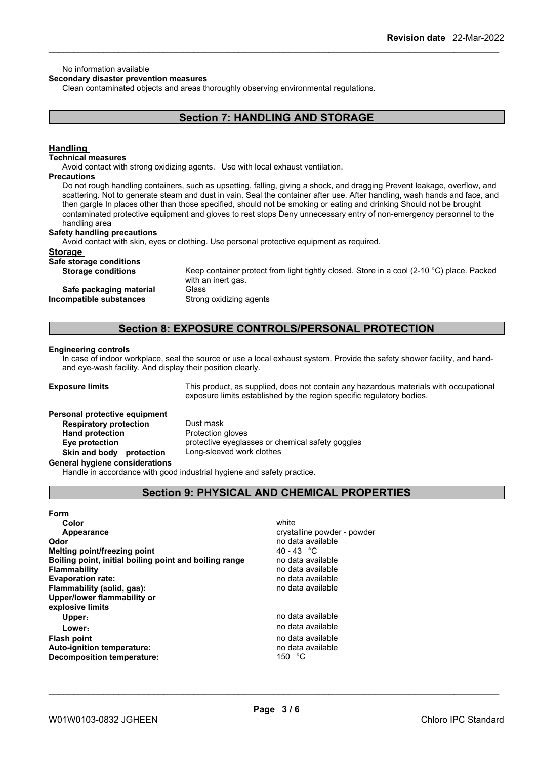No information available

**Secondary disaster prevention measures**

Clean contaminated objects and areas thoroughly observing environmental regulations.

## Section 7: HANDLING AND STORAGE

### Handling

**Technical measures**

Avoid contact with strong oxidizing agents. Use with local exhaust ventilation.

**Precautions**

Do not rough handling containers, such as upsetting, falling, giving a shock, and dragging Prevent leakage, overflow, and scattering. Not to generate steam and dust in vain. Seal the container after use. After handling, wash hands and face, and then gargle In places other than those specified, should not be smoking or eating and drinking Should not be brought contaminated protective equipment and gloves to rest stops Deny unnecessary entry of non-emergency personnel to the handling area

**Safety handling precautions**

Avoid contact with skin, eyes or clothing. Use personal protective equipment as required.

### Storage

**Safe storage conditions**

| | |
|---|---|
| **Storage conditions** | Keep container protect from light tightly closed. Store in a cool (2-10 °C) place. Packed with an inert gas. |
| **Safe packaging material** | Glass |
| **Incompatible substances** | Strong oxidizing agents |

## Section 8: EXPOSURE CONTROLS/PERSONAL PROTECTION

**Engineering controls**

In case of indoor workplace, seal the source or use a local exhaust system. Provide the safety shower facility, and hand- and eye-wash facility. And display their position clearly.

| | |
|---|---|
| **Exposure limits** | This product, as supplied, does not contain any hazardous materials with occupational exposure limits established by the region specific regulatory bodies. |

**Personal protective equipment**

| | |
|---|---|
| **Respiratory protection** | Dust mask |
| **Hand protection** | Protection gloves |
| **Eye protection** | protective eyeglasses or chemical safety goggles |
| **Skin and body protection** | Long-sleeved work clothes |

**General hygiene considerations**

Handle in accordance with good industrial hygiene and safety practice.

## Section 9: PHYSICAL AND CHEMICAL PROPERTIES

| | |
|---|---|
| **Form** | |
| **Color** | white |
| **Appearance** | crystalline powder - powder |
| **Odor** | no data available |
| **Melting point/freezing point** | 40 - 43 °C |
| **Boiling point, initial boiling point and boiling range** | no data available |
| **Flammability** | no data available |
| **Evaporation rate:** | no data available |
| **Flammability (solid, gas):** | no data available |
| **Upper/lower flammability or explosive limits** | |
| **Upper**： | no data available |
| **Lower**： | no data available |
| **Flash point** | no data available |
| **Auto-ignition temperature:** | no data available |
| **Decomposition temperature:** | 150 °C |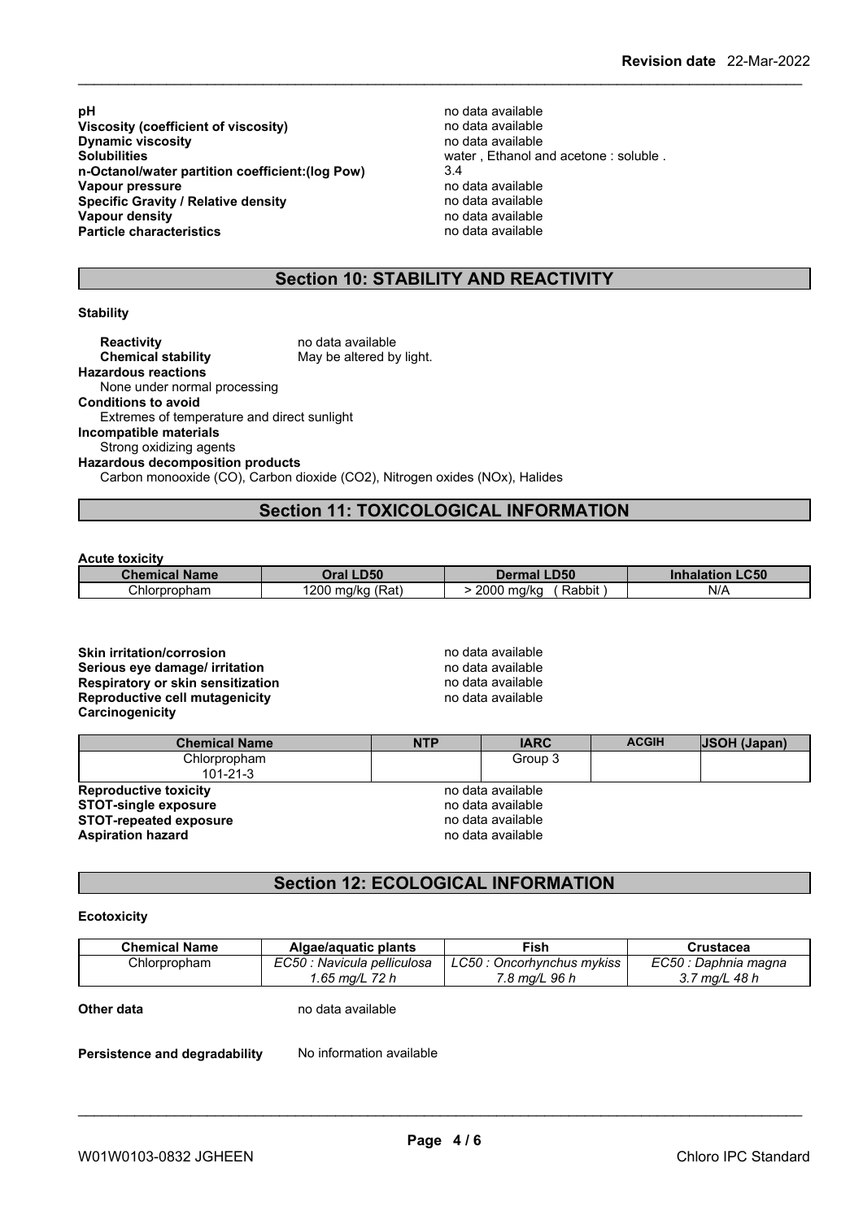| | |
|---|---|
| **pH** | no data available |
| **Viscosity (coefficient of viscosity)** | no data available |
| **Dynamic viscosity** | no data available |
| **Solubilities** | water , Ethanol and acetone : soluble . |
| **n-Octanol/water partition coefficient:(log Pow)** | 3.4 |
| **Vapour pressure** | no data available |
| **Specific Gravity / Relative density** | no data available |
| **Vapour density** | no data available |
| **Particle characteristics** | no data available |

## Section 10: STABILITY AND REACTIVITY

**Stability**

**Reactivity** no data available
**Chemical stability** May be altered by light.

**Hazardous reactions**
None under normal processing

**Conditions to avoid**
Extremes of temperature and direct sunlight

**Incompatible materials**
Strong oxidizing agents

**Hazardous decomposition products**
Carbon monooxide (CO), Carbon dioxide ($CO_2$), Nitrogen oxides ($NO_x$), Halides

## Section 11: TOXICOLOGICAL INFORMATION

**Acute toxicity**

| Chemical Name | Oral LD50 | Dermal LD50 | Inhalation LC50 |
|---|---|---|---|
| Chlorpropham | 1200 mg/kg (Rat) | > 2000 mg/kg ( Rabbit ) | N/A |

| | |
|---|---|
| **Skin irritation/corrosion** | no data available |
| **Serious eye damage/ irritation** | no data available |
| **Respiratory or skin sensitization** | no data available |
| **Reproductive cell mutagenicity** | no data available |
| **Carcinogenicity** | |

| Chemical Name | NTP | IARC | ACGIH | JSOH (Japan) |
|---|---|---|---|---|
| Chlorpropham 101-21-3 | | Group 3 | | |

| | |
|---|---|
| **Reproductive toxicity** | no data available |
| **STOT-single exposure** | no data available |
| **STOT-repeated exposure** | no data available |
| **Aspiration hazard** | no data available |

## Section 12: ECOLOGICAL INFORMATION

**Ecotoxicity**

| Chemical Name | Algae/aquatic plants | Fish | Crustacea |
|---|---|---|---|
| Chlorpropham | *EC50 : Navicula pelliculosa 1.65 mg/L 72 h* | *LC50 : Oncorhynchus mykiss 7.8 mg/L 96 h* | *EC50 : Daphnia magna 3.7 mg/L 48 h* |

**Other data** no data available

**Persistence and degradability** No information available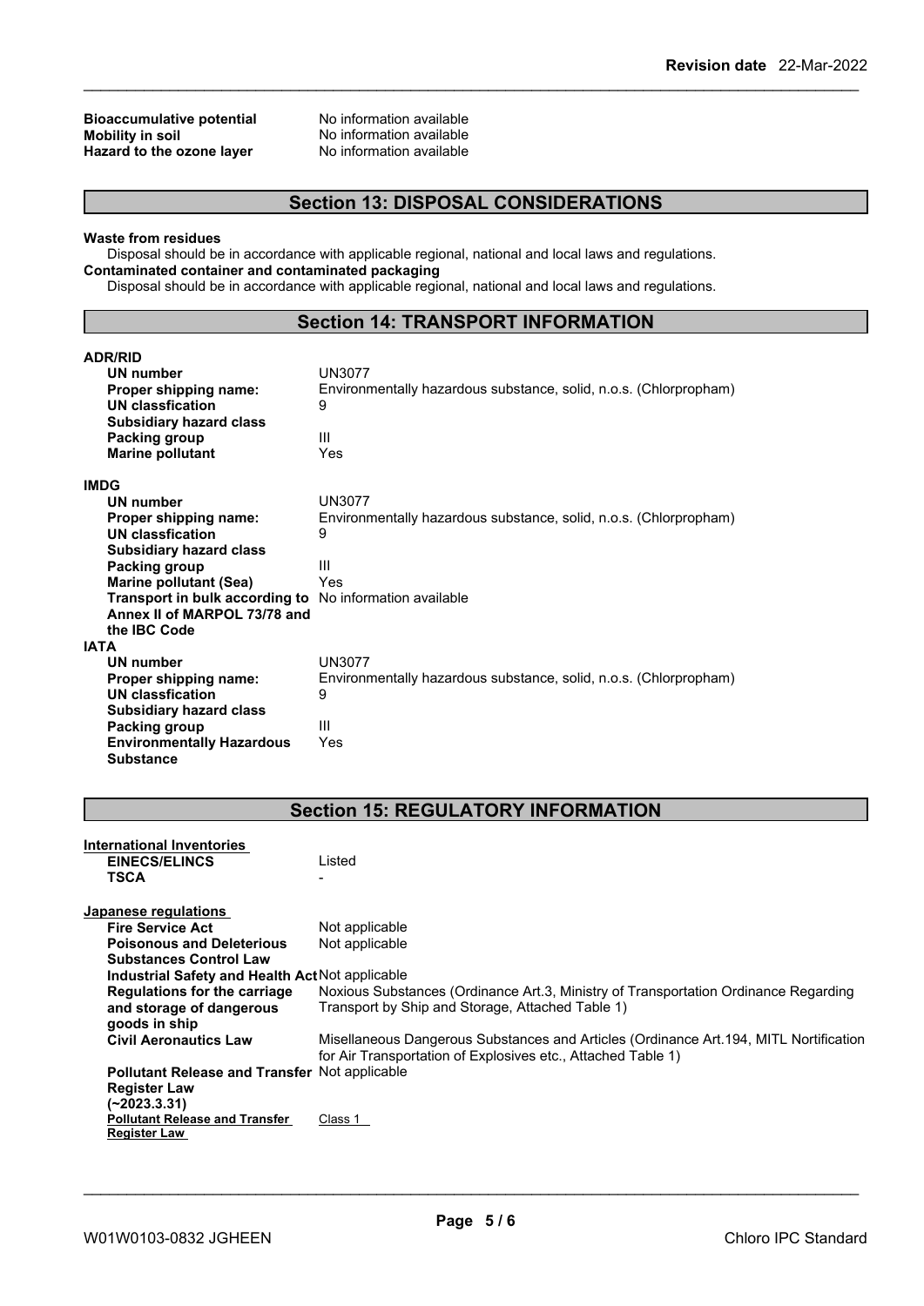**Bioaccumulative potential** No information available
**Mobility in soil** No information available
**Hazard to the ozone layer** No information available

## Section 13: DISPOSAL CONSIDERATIONS

**Waste from residues**
Disposal should be in accordance with applicable regional, national and local laws and regulations.
**Contaminated container and contaminated packaging**
Disposal should be in accordance with applicable regional, national and local laws and regulations.

## Section 14: TRANSPORT INFORMATION

**ADR/RID**

| | |
|---|---|
| **UN number** | UN3077 |
| **Proper shipping name:** | Environmentally hazardous substance, solid, n.o.s. (Chlorpropham) |
| **UN classfication** | 9 |
| **Subsidiary hazard class** | |
| **Packing group** | III |
| **Marine pollutant** | Yes |

**IMDG**

| | |
|---|---|
| **UN number** | UN3077 |
| **Proper shipping name:** | Environmentally hazardous substance, solid, n.o.s. (Chlorpropham) |
| **UN classfication** | 9 |
| **Subsidiary hazard class** | |
| **Packing group** | III |
| **Marine pollutant (Sea)** | Yes |
| **Transport in bulk according to Annex II of MARPOL 73/78 and the IBC Code** | No information available |

**IATA**

| | |
|---|---|
| **UN number** | UN3077 |
| **Proper shipping name:** | Environmentally hazardous substance, solid, n.o.s. (Chlorpropham) |
| **UN classfication** | 9 |
| **Subsidiary hazard class** | |
| **Packing group** | III |
| **Environmentally Hazardous Substance** | Yes |

## Section 15: REGULATORY INFORMATION

**International Inventories**

| | |
|---|---|
| **EINECS/ELINCS** | Listed |
| **TSCA** | - |

**Japanese regulations**

| | |
|---|---|
| **Fire Service Act** | Not applicable |
| **Poisonous and Deleterious Substances Control Law** | Not applicable |
| **Industrial Safety and Health Act** | Not applicable |
| **Regulations for the carriage and storage of dangerous goods in ship** | Noxious Substances (Ordinance Art.3, Ministry of Transportation Ordinance Regarding Transport by Ship and Storage, Attached Table 1) |
| **Civil Aeronautics Law** | Misellaneous Dangerous Substances and Articles (Ordinance Art.194, MITL Notification for Air Transportation of Explosives etc., Attached Table 1) |
| **Pollutant Release and Transfer Register Law (~2023.3.31)** | Not applicable |
| **Pollutant Release and Transfer Register Law** | Class 1 |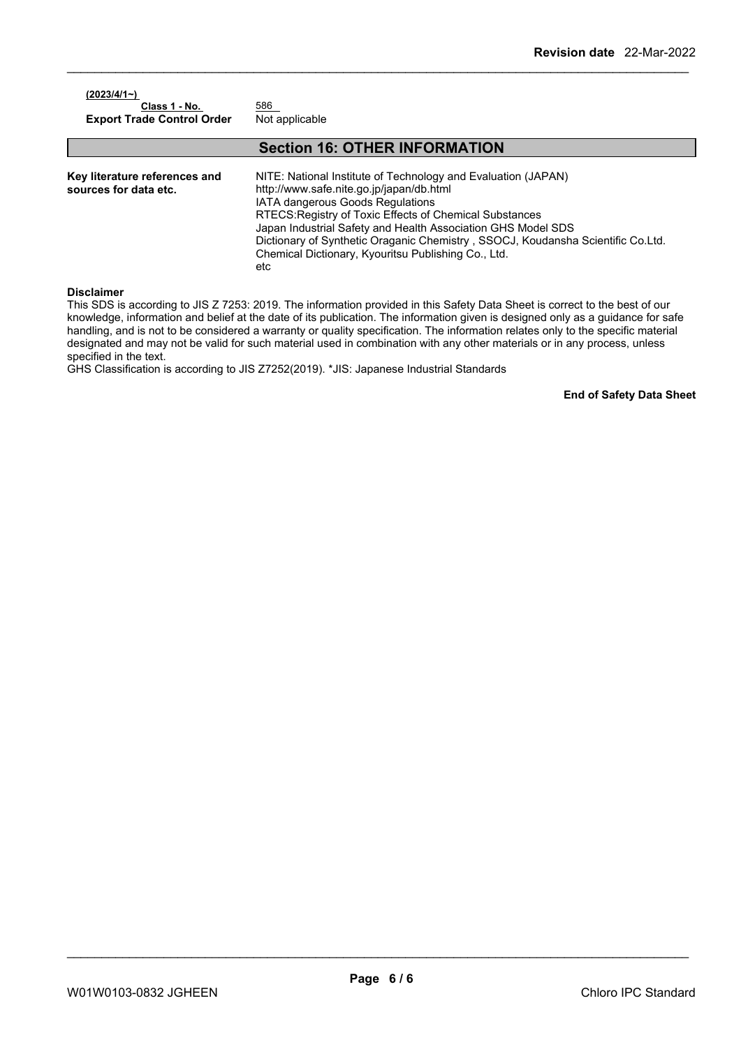**(2023/4/1~)**

| | |
|---|---|
| **Class 1 - No.** | 586 |
| **Export Trade Control Order** | Not applicable |

## Section 16: OTHER INFORMATION

**Key literature references and sources for data etc.**

NITE: National Institute of Technology and Evaluation (JAPAN)
http://www.safe.nite.go.jp/japan/db.html
IATA dangerous Goods Regulations
RTECS:Registry of Toxic Effects of Chemical Substances
Japan Industrial Safety and Health Association GHS Model SDS
Dictionary of Synthetic Oraganic Chemistry , SSOCJ, Koudansha Scientific Co.Ltd.
Chemical Dictionary, Kyouritsu Publishing Co., Ltd.
etc

**Disclaimer**

This SDS is according to JIS Z 7253: 2019. The information provided in this Safety Data Sheet is correct to the best of our knowledge, information and belief at the date of its publication. The information given is designed only as a guidance for safe handling, and is not to be considered a warranty or quality specification. The information relates only to the specific material designated and may not be valid for such material used in combination with any other materials or in any process, unless specified in the text.

GHS Classification is according to JIS Z7252(2019). *JIS: Japanese Industrial Standards

**End of Safety Data Sheet**